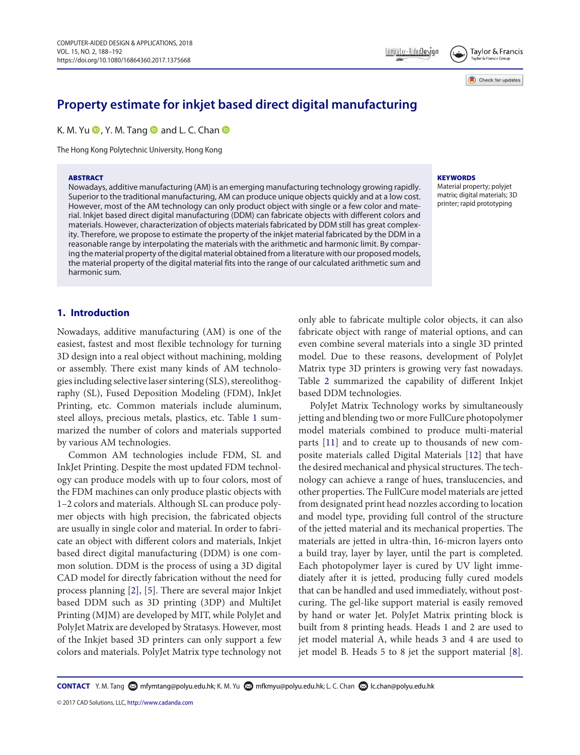# Property estimate for inkjet based direct digital manufacturing

K. M. Yu, Y. M. Tang and L. C. Chan

The Hong Kong Polytechnic University, Hong Kong

**ABSTRACT**

Nowadays, additive manufacturing (AM) is an emerging manufacturing technology growing rapidly. Superior to the traditional manufacturing, AM can produce unique objects quickly and at a low cost. However, most of the AM technology can only product object with single or a few color and material. Inkjet based direct digital manufacturing (DDM) can fabricate objects with different colors and materials. However, characterization of objects materials fabricated by DDM still has great complexity. Therefore, we propose to estimate the property of the inkjet material fabricated by the DDM in a reasonable range by interpolating the materials with the arithmetic and harmonic limit. By comparing the material property of the digital material obtained from a literature with our proposed models, the material property of the digital material fits into the range of our calculated arithmetic sum and harmonic sum.

**KEYWORDS**

Material property; polyjet matrix; digital materials; 3D printer; rapid prototyping

## 1. Introduction

Nowadays, additive manufacturing (AM) is one of the easiest, fastest and most flexible technology for turning 3D design into a real object without machining, molding or assembly. There exist many kinds of AM technologies including selective laser sintering (SLS), stereolithography (SL), Fused Deposition Modeling (FDM), InkJet Printing, etc. Common materials include aluminum, steel alloys, precious metals, plastics, etc. Table 1 summarized the number of colors and materials supported by various AM technologies.

Common AM technologies include FDM, SL and InkJet Printing. Despite the most updated FDM technology can produce models with up to four colors, most of the FDM machines can only produce plastic objects with 1–2 colors and materials. Although SL can produce polymer objects with high precision, the fabricated objects are usually in single color and material. In order to fabricate an object with different colors and materials, Inkjet based direct digital manufacturing (DDM) is one common solution. DDM is the process of using a 3D digital CAD model for directly fabrication without the need for process planning [2], [5]. There are several major Inkjet based DDM such as 3D printing (3DP) and MultiJet Printing (MJM) are developed by MIT, while PolyJet and PolyJet Matrix are developed by Stratasys. However, most of the Inkjet based 3D printers can only support a few colors and materials. PolyJet Matrix type technology not only able to fabricate multiple color objects, it can also fabricate object with range of material options, and can even combine several materials into a single 3D printed model. Due to these reasons, development of PolyJet Matrix type 3D printers is growing very fast nowadays. Table 2 summarized the capability of different Inkjet based DDM technologies.

PolyJet Matrix Technology works by simultaneously jetting and blending two or more FullCure photopolymer model materials combined to produce multi-material parts [11] and to create up to thousands of new composite materials called Digital Materials [12] that have the desired mechanical and physical structures. The technology can achieve a range of hues, translucencies, and other properties. The FullCure model materials are jetted from designated print head nozzles according to location and model type, providing full control of the structure of the jetted material and its mechanical properties. The materials are jetted in ultra-thin, 16-micron layers onto a build tray, layer by layer, until the part is completed. Each photopolymer layer is cured by UV light immediately after it is jetted, producing fully cured models that can be handled and used immediately, without post-curing. The gel-like support material is easily removed by hand or water Jet. PolyJet Matrix printing block is built from 8 printing heads. Heads 1 and 2 are used to jet model material A, while heads 3 and 4 are used to jet model B. Heads 5 to 8 jet the support material [8].

**CONTACT** Y. M. Tang mfymtang@polyu.edu.hk; K. M. Yu mfkmyu@polyu.edu.hk; L. C. Chan lc.chan@polyu.edu.hk

© 2017 CAD Solutions, LLC, http://www.cadanda.com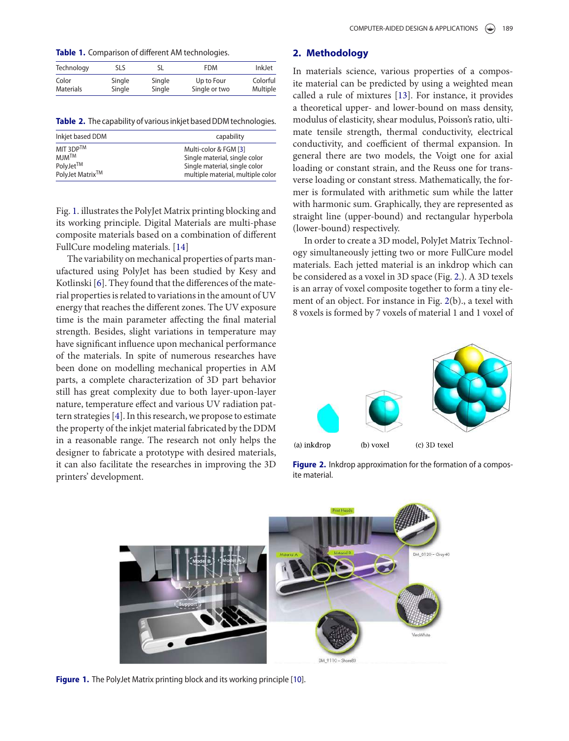**Table 1.** Comparison of different AM technologies.

| Technology | SLS | SL | FDM | InkJet |
|---|---|---|---|---|
| Color | Single | Single | Up to Four | Colorful |
| Materials | Single | Single | Single or two | Multiple |

**Table 2.** The capability of various inkjet based DDM technologies.

| Inkjet based DDM | capability |
|---|---|
| MIT 3DP™ | Multi-color & FGM [3] |
| MJM™ | Single material, single color |
| PolyJet™ | Single material, single color |
| PolyJet Matrix™ | multiple material, multiple color |

Fig. 1. illustrates the PolyJet Matrix printing blocking and its working principle. Digital Materials are multi-phase composite materials based on a combination of different FullCure modeling materials. [14]

The variability on mechanical properties of parts manufactured using PolyJet has been studied by Kesy and Kotlinski [6]. They found that the differences of the material properties is related to variations in the amount of UV energy that reaches the different zones. The UV exposure time is the main parameter affecting the final material strength. Besides, slight variations in temperature may have significant influence upon mechanical performance of the materials. In spite of numerous researches have been done on modelling mechanical properties in AM parts, a complete characterization of 3D part behavior still has great complexity due to both layer-upon-layer nature, temperature effect and various UV radiation pattern strategies [4]. In this research, we propose to estimate the property of the inkjet material fabricated by the DDM in a reasonable range. The research not only helps the designer to fabricate a prototype with desired materials, it can also facilitate the researches in improving the 3D printers' development.

## 2. Methodology

In materials science, various properties of a composite material can be predicted by using a weighted mean called a rule of mixtures [13]. For instance, it provides a theoretical upper- and lower-bound on mass density, modulus of elasticity, shear modulus, Poisson's ratio, ultimate tensile strength, thermal conductivity, electrical conductivity, and coefficient of thermal expansion. In general there are two models, the Voigt one for axial loading or constant strain, and the Reuss one for transverse loading or constant stress. Mathematically, the former is formulated with arithmetic sum while the latter with harmonic sum. Graphically, they are represented as straight line (upper-bound) and rectangular hyperbola (lower-bound) respectively.

In order to create a 3D model, PolyJet Matrix Technology simultaneously jetting two or more FullCure model materials. Each jetted material is an inkdrop which can be considered as a voxel in 3D space (Fig. 2.). A 3D texels is an array of voxel composite together to form a tiny element of an object. For instance in Fig. 2(b)., a texel with 8 voxels is formed by 7 voxels of material 1 and 1 voxel of

(a) inkdrop (b) voxel (c) 3D texel

**Figure 2.** Inkdrop approximation for the formation of a composite material.

**Figure 1.** The PolyJet Matrix printing block and its working principle [10].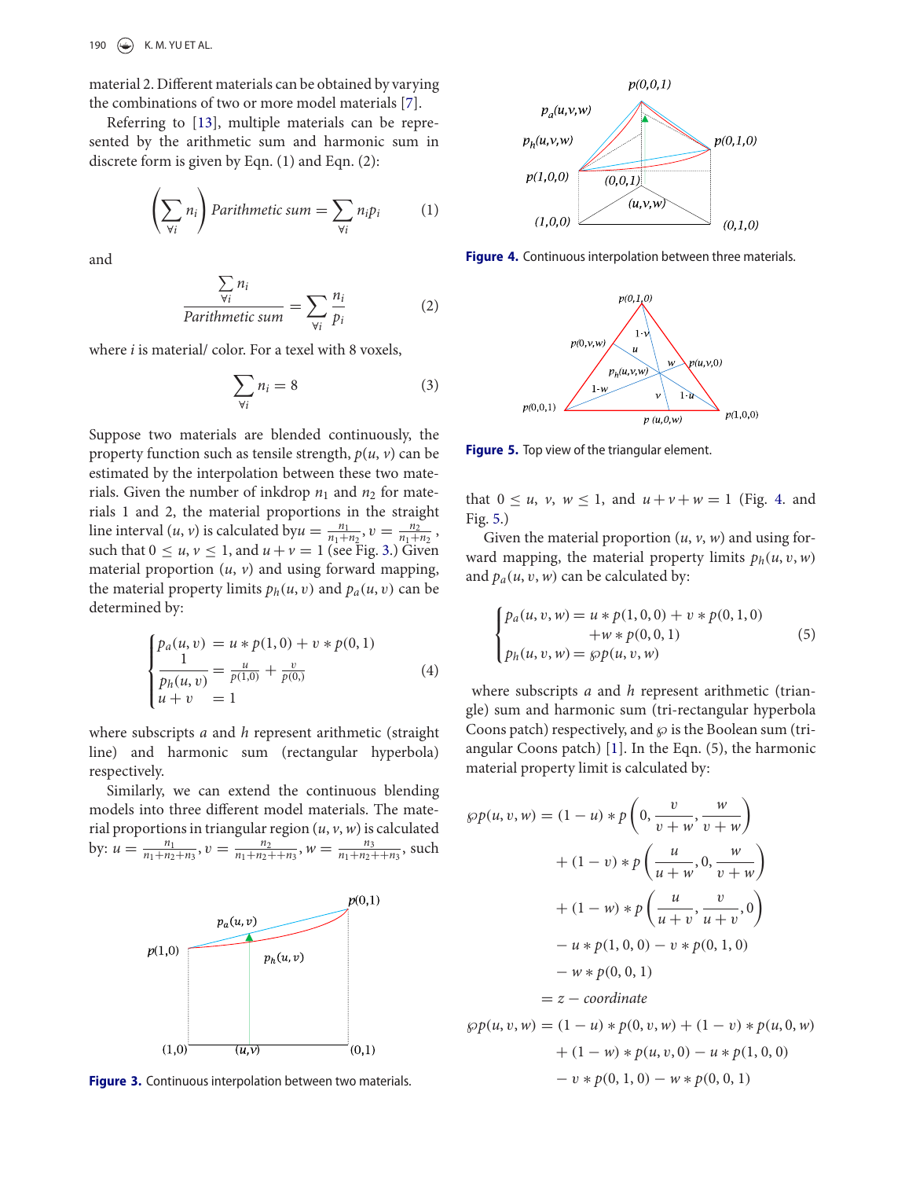material 2. Different materials can be obtained by varying the combinations of two or more model materials [7].

Referring to [13], multiple materials can be represented by the arithmetic sum and harmonic sum in discrete form is given by Eqn. (1) and Eqn. (2):

$$\left(\sum_{\forall i} n_i\right) Parithmetic\ sum = \sum_{\forall i} n_i p_i \tag{1}$$

and

$$\frac{\sum_{\forall i} n_i}{Parithmetic\ sum} = \sum_{\forall i} \frac{n_i}{p_i} \tag{2}$$

where $i$ is material/ color. For a texel with 8 voxels,

$$\sum_{\forall i} n_i = 8 \tag{3}$$

Suppose two materials are blended continuously, the property function such as tensile strength, $p(u, v)$ can be estimated by the interpolation between these two materials. Given the number of inkdrop $n_1$ and $n_2$ for materials 1 and 2, the material proportions in the straight line interval $(u, v)$ is calculated by$u = \frac{n_1}{n_1+n_2}, v = \frac{n_2}{n_1+n_2}$, such that $0 \leq u, v \leq 1$, and $u + v = 1$ (see Fig. 3.) Given material proportion $(u, v)$ and using forward mapping, the material property limits $p_h(u, v)$ and $p_a(u, v)$ can be determined by:

$$\begin{cases} p_a(u, v) = u * p(1, 0) + v * p(0, 1) \\ \dfrac{1}{p_h(u, v)} = \dfrac{u}{p(1,0)} + \dfrac{v}{p(0,)} \\ u + v \quad = 1 \end{cases} \tag{4}$$

where subscripts $a$ and $h$ represent arithmetic (straight line) and harmonic sum (rectangular hyperbola) respectively.

Similarly, we can extend the continuous blending models into three different model materials. The material proportions in triangular region $(u, v, w)$ is calculated by: $u = \frac{n_1}{n_1+n_2+n_3}, v = \frac{n_2}{n_1+n_2++n_3}, w = \frac{n_3}{n_1+n_2++n_3}$, such that $0 \leq u, v, w \leq 1$, and $u + v + w = 1$ (Fig. 4. and Fig. 5.)

Figure 3. Continuous interpolation between two materials.

Figure 4. Continuous interpolation between three materials.

Figure 5. Top view of the triangular element.

Given the material proportion $(u, v, w)$ and using forward mapping, the material property limits $p_h(u, v, w)$ and $p_a(u, v, w)$ can be calculated by:

$$\begin{cases} p_a(u, v, w) = u * p(1, 0, 0) + v * p(0, 1, 0) \\ \qquad\qquad\qquad + w * p(0, 0, 1) \\ p_h(u, v, w) = \wp p(u, v, w) \end{cases} \tag{5}$$

where subscripts $a$ and $h$ represent arithmetic (triangle) sum and harmonic sum (tri-rectangular hyperbola Coons patch) respectively, and $\wp$ is the Boolean sum (triangular Coons patch) [1]. In the Eqn. (5), the harmonic material property limit is calculated by:

$$\begin{aligned} \wp p(u, v, w) = {} & (1 - u) * p\left(0, \frac{v}{v+w}, \frac{w}{v+w}\right) \\ & + (1 - v) * p\left(\frac{u}{u+w}, 0, \frac{w}{v+w}\right) \\ & + (1 - w) * p\left(\frac{u}{u+v}, \frac{v}{u+v}, 0\right) \\ & - u * p(1, 0, 0) - v * p(0, 1, 0) \\ & - w * p(0, 0, 1) \\ = {} & z - coordinate \end{aligned}$$

$$\begin{aligned} \wp p(u, v, w) = {} & (1 - u) * p(0, v, w) + (1 - v) * p(u, 0, w) \\ & + (1 - w) * p(u, v, 0) - u * p(1, 0, 0) \\ & - v * p(0, 1, 0) - w * p(0, 0, 1) \end{aligned}$$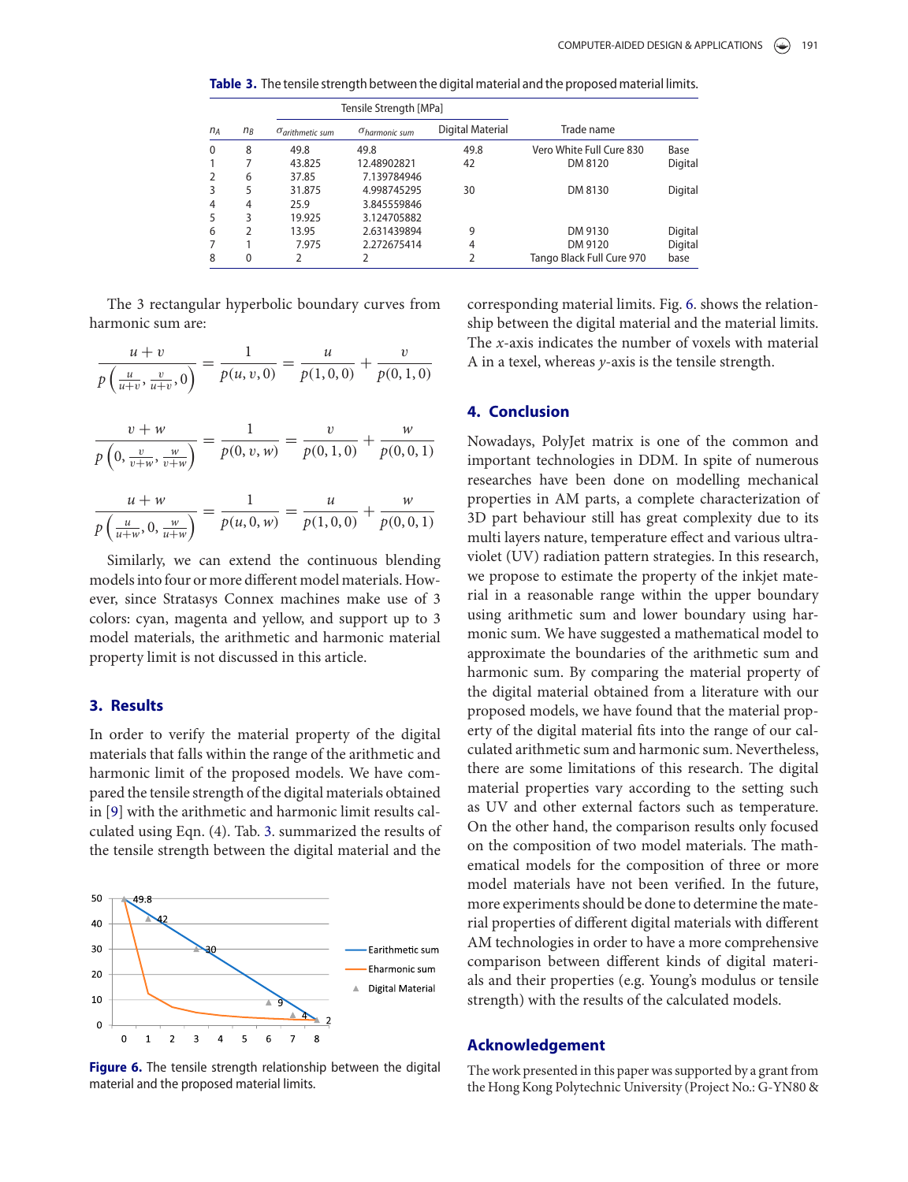**Table 3.** The tensile strength between the digital material and the proposed material limits.

| $n_A$ | $n_B$ | Tensile Strength [MPa] $\sigma_{arithmetic\ sum}$ | $\sigma_{harmonic\ sum}$ | Digital Material | Trade name | |
|---|---|---|---|---|---|---|
| 0 | 8 | 49.8 | 49.8 | 49.8 | Vero White Full Cure 830 | Base |
| 1 | 7 | 43.825 | 12.48902821 | 42 | DM 8120 | Digital |
| 2 | 6 | 37.85 | 7.139784946 | | | |
| 3 | 5 | 31.875 | 4.998745295 | 30 | DM 8130 | Digital |
| 4 | 4 | 25.9 | 3.845559846 | | | |
| 5 | 3 | 19.925 | 3.124705882 | | | |
| 6 | 2 | 13.95 | 2.631439894 | 9 | DM 9130 | Digital |
| 7 | 1 | 7.975 | 2.272675414 | 4 | DM 9120 | Digital |
| 8 | 0 | 2 | 2 | 2 | Tango Black Full Cure 970 | base |

The 3 rectangular hyperbolic boundary curves from harmonic sum are:

$$\frac{u+v}{p\left(\frac{u}{u+v}, \frac{v}{u+v}, 0\right)} = \frac{1}{p(u,v,0)} = \frac{u}{p(1,0,0)} + \frac{v}{p(0,1,0)}$$

$$\frac{v+w}{p\left(0, \frac{v}{v+w}, \frac{w}{v+w}\right)} = \frac{1}{p(0,v,w)} = \frac{v}{p(0,1,0)} + \frac{w}{p(0,0,1)}$$

$$\frac{u+w}{p\left(\frac{u}{u+w}, 0, \frac{w}{u+w}\right)} = \frac{1}{p(u,0,w)} = \frac{u}{p(1,0,0)} + \frac{w}{p(0,0,1)}$$

Similarly, we can extend the continuous blending models into four or more different model materials. However, since Stratasys Connex machines make use of 3 colors: cyan, magenta and yellow, and support up to 3 model materials, the arithmetic and harmonic material property limit is not discussed in this article.

## 3. Results

In order to verify the material property of the digital materials that falls within the range of the arithmetic and harmonic limit of the proposed models. We have compared the tensile strength of the digital materials obtained in [9] with the arithmetic and harmonic limit results calculated using Eqn. (4). Tab. 3. summarized the results of the tensile strength between the digital material and the corresponding material limits. Fig. 6. shows the relationship between the digital material and the material limits. The *x*-axis indicates the number of voxels with material A in a texel, whereas *y*-axis is the tensile strength.

**Figure 6.** The tensile strength relationship between the digital material and the proposed material limits.

## 4. Conclusion

Nowadays, PolyJet matrix is one of the common and important technologies in DDM. In spite of numerous researches have been done on modelling mechanical properties in AM parts, a complete characterization of 3D part behaviour still has great complexity due to its multi layers nature, temperature effect and various ultraviolet (UV) radiation pattern strategies. In this research, we propose to estimate the property of the inkjet material in a reasonable range within the upper boundary using arithmetic sum and lower boundary using harmonic sum. We have suggested a mathematical model to approximate the boundaries of the arithmetic sum and harmonic sum. By comparing the material property of the digital material obtained from a literature with our proposed models, we have found that the material property of the digital material fits into the range of our calculated arithmetic sum and harmonic sum. Nevertheless, there are some limitations of this research. The digital material properties vary according to the setting such as UV and other external factors such as temperature. On the other hand, the comparison results only focused on the composition of two model materials. The mathematical models for the composition of three or more model materials have not been verified. In the future, more experiments should be done to determine the material properties of different digital materials with different AM technologies in order to have a more comprehensive comparison between different kinds of digital materials and their properties (e.g. Young's modulus or tensile strength) with the results of the calculated models.

## Acknowledgement

The work presented in this paper was supported by a grant from the Hong Kong Polytechnic University (Project No.: G-YN80 &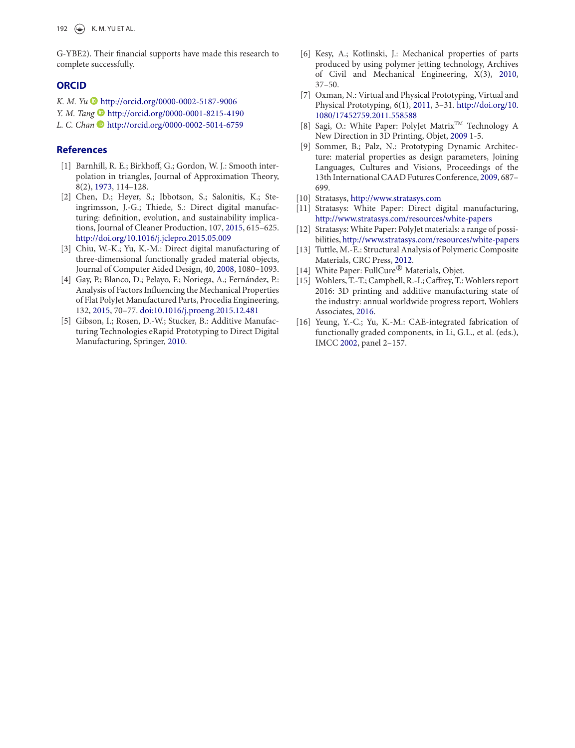G-YBE2). Their financial supports have made this research to complete successfully.

## ORCID

*K. M. Yu* http://orcid.org/0000-0002-5187-9006
*Y. M. Tang* http://orcid.org/0000-0001-8215-4190
*L. C. Chan* http://orcid.org/0000-0002-5014-6759

## References

[1] Barnhill, R. E.; Birkhoff, G.; Gordon, W. J.: Smooth interpolation in triangles, Journal of Approximation Theory, 8(2), 1973, 114–128.

[2] Chen, D.; Heyer, S.; Ibbotson, S.; Salonitis, K.; Steingrimsson, J.-G.; Thiede, S.: Direct digital manufacturing: definition, evolution, and sustainability implications, Journal of Cleaner Production, 107, 2015, 615–625. http://doi.org/10.1016/j.jclepro.2015.05.009

[3] Chiu, W.-K.; Yu, K.-M.: Direct digital manufacturing of three-dimensional functionally graded material objects, Journal of Computer Aided Design, 40, 2008, 1080–1093.

[4] Gay, P.; Blanco, D.; Pelayo, F.; Noriega, A.; Fernández, P.: Analysis of Factors Influencing the Mechanical Properties of Flat PolyJet Manufactured Parts, Procedia Engineering, 132, 2015, 70–77. doi:10.1016/j.proeng.2015.12.481

[5] Gibson, I.; Rosen, D.-W.; Stucker, B.: Additive Manufacturing Technologies eRapid Prototyping to Direct Digital Manufacturing, Springer, 2010.

[6] Kesy, A.; Kotlinski, J.: Mechanical properties of parts produced by using polymer jetting technology, Archives of Civil and Mechanical Engineering, X(3), 2010, 37–50.

[7] Oxman, N.: Virtual and Physical Prototyping, Virtual and Physical Prototyping, 6(1), 2011, 3–31. http://doi.org/10.1080/17452759.2011.558588

[8] Sagi, O.: White Paper: PolyJet Matrix™ Technology A New Direction in 3D Printing, Objet, 2009 1-5.

[9] Sommer, B.; Palz, N.: Prototyping Dynamic Architecture: material properties as design parameters, Joining Languages, Cultures and Visions, Proceedings of the 13th International CAAD Futures Conference, 2009, 687–699.

[10] Stratasys, http://www.stratasys.com

[11] Stratasys: White Paper: Direct digital manufacturing, http://www.stratasys.com/resources/white-papers

[12] Stratasys: White Paper: PolyJet materials: a range of possibilities, http://www.stratasys.com/resources/white-papers

[13] Tuttle, M.-E.: Structural Analysis of Polymeric Composite Materials, CRC Press, 2012.

[14] White Paper: FullCure® Materials, Objet.

[15] Wohlers, T.-T.; Campbell, R.-I.; Caffrey, T.: Wohlers report 2016: 3D printing and additive manufacturing state of the industry: annual worldwide progress report, Wohlers Associates, 2016.

[16] Yeung, Y.-C.; Yu, K.-M.: CAE-integrated fabrication of functionally graded components, in Li, G.L., et al. (eds.), IMCC 2002, panel 2–157.